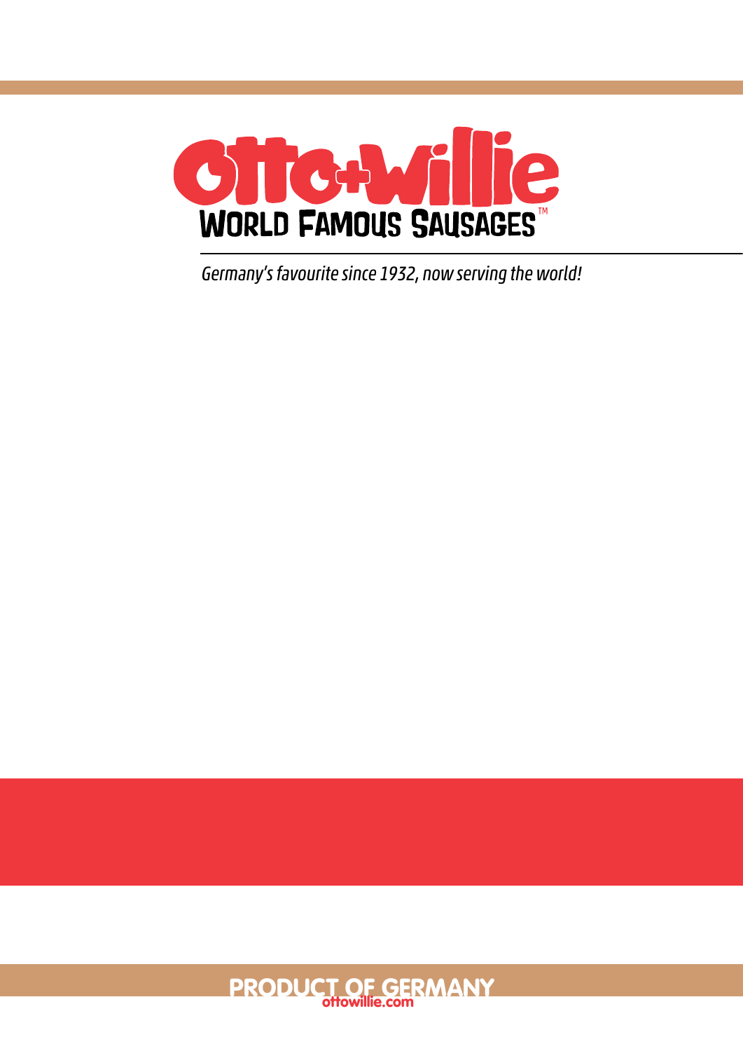# Otto+Willie

## WORLD FAMOUS SAUSAGES™

*Germany's favourite since 1932, now serving the world!*

PRODUCT OF GERMANY

ottowillie.com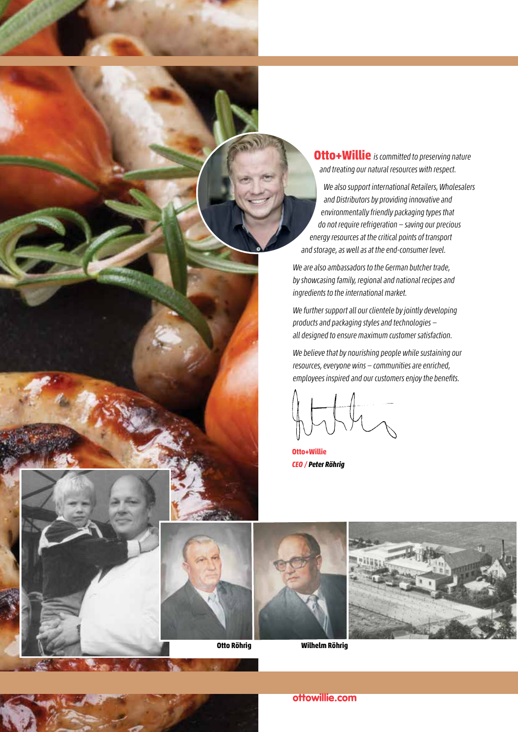**Otto+Willie** *is committed to preserving nature and treating our natural resources with respect.*

*We also support international Retailers, Wholesalers and Distributors by providing innovative and environmentally friendly packaging types that do not require refrigeration – saving our precious energy resources at the critical points of transport and storage, as well as at the end-consumer level.*

*We are also ambassadors to the German butcher trade, by showcasing family, regional and national recipes and ingredients to the international market.*

*We further support all our clientele by jointly developing products and packaging styles and technologies – all designed to ensure maximum customer satisfaction.*

*We believe that by nourishing people while sustaining our resources, everyone wins – communities are enriched, employees inspired and our customers enjoy the benefits.*

**Otto+Willie**
***CEO / Peter Röhrig***

**Otto Röhrig**

**Wilhelm Röhrig**

ottowillie.com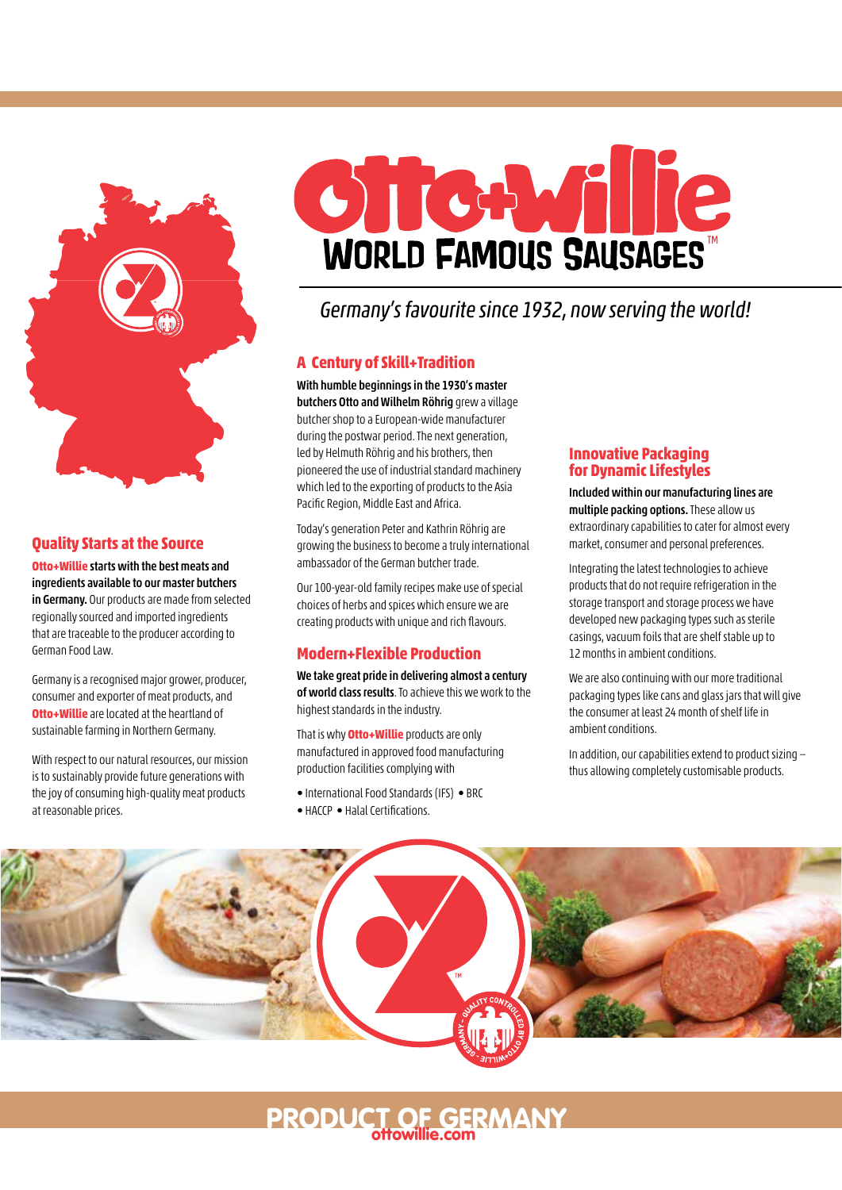# Otto+Willie

## WORLD FAMOUS SAUSAGES™

*Germany's favourite since 1932, now serving the world!*

### Quality Starts at the Source

**Otto+Willie starts with the best meats and ingredients available to our master butchers in Germany.** Our products are made from selected regionally sourced and imported ingredients that are traceable to the producer according to German Food Law.

Germany is a recognised major grower, producer, consumer and exporter of meat products, and **Otto+Willie** are located at the heartland of sustainable farming in Northern Germany.

With respect to our natural resources, our mission is to sustainably provide future generations with the joy of consuming high-quality meat products at reasonable prices.

### A Century of Skill+Tradition

**With humble beginnings in the 1930's master butchers Otto and Wilhelm Röhrig** grew a village butcher shop to a European-wide manufacturer during the postwar period. The next generation, led by Helmuth Röhrig and his brothers, then pioneered the use of industrial standard machinery which led to the exporting of products to the Asia Pacific Region, Middle East and Africa.

Today's generation Peter and Kathrin Röhrig are growing the business to become a truly international ambassador of the German butcher trade.

Our 100-year-old family recipes make use of special choices of herbs and spices which ensure we are creating products with unique and rich flavours.

### Modern+Flexible Production

**We take great pride in delivering almost a century of world class results**. To achieve this we work to the highest standards in the industry.

That is why **Otto+Willie** products are only manufactured in approved food manufacturing production facilities complying with

- International Food Standards (IFS)
- BRC
- HACCP
- Halal Certifications.

### Innovative Packaging for Dynamic Lifestyles

**Included within our manufacturing lines are multiple packing options.** These allow us extraordinary capabilities to cater for almost every market, consumer and personal preferences.

Integrating the latest technologies to achieve products that do not require refrigeration in the storage transport and storage process we have developed new packaging types such as sterile casings, vacuum foils that are shelf stable up to 12 months in ambient conditions.

We are also continuing with our more traditional packaging types like cans and glass jars that will give the consumer at least 24 month of shelf life in ambient conditions.

In addition, our capabilities extend to product sizing – thus allowing completely customisable products.

**PRODUCT OF GERMANY**

ottowillie.com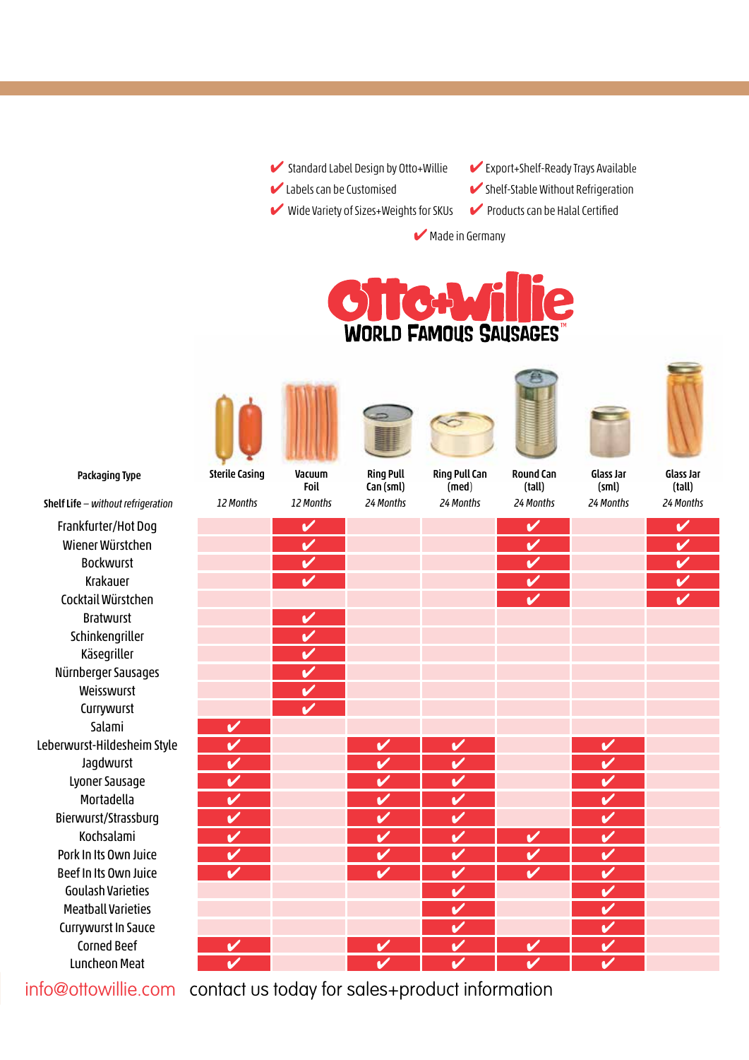✔ Standard Label Design by Otto+Willie
✔ Labels can be Customised
✔ Wide Variety of Sizes+Weights for SKUs
✔ Export+Shelf-Ready Trays Available
✔ Shelf-Stable Without Refrigeration
✔ Products can be Halal Certified
✔ Made in Germany

# Otto+Willie

## WORLD FAMOUS SAUSAGES™

| Packaging Type | Sterile Casing | Vacuum Foil | Ring Pull Can (sml) | Ring Pull Can (med) | Round Can (tall) | Glass Jar (sml) | Glass Jar (tall) |
|---|---|---|---|---|---|---|---|
| **Shelf Life** – *without refrigeration* | *12 Months* | *12 Months* | *24 Months* | *24 Months* | *24 Months* | *24 Months* | *24 Months* |
| Frankfurter/Hot Dog | | ✔ | | | ✔ | | ✔ |
| Wiener Würstchen | | ✔ | | | ✔ | | ✔ |
| Bockwurst | | ✔ | | | ✔ | | ✔ |
| Krakauer | | ✔ | | | ✔ | | ✔ |
| Cocktail Würstchen | | | | | ✔ | | ✔ |
| Bratwurst | | ✔ | | | | | |
| Schinkengriller | | ✔ | | | | | |
| Käsegriller | | ✔ | | | | | |
| Nürnberger Sausages | | ✔ | | | | | |
| Weisswurst | | ✔ | | | | | |
| Currywurst | | ✔ | | | | | |
| Salami | ✔ | | | | | | |
| Leberwurst-Hildesheim Style | ✔ | | ✔ | ✔ | | ✔ | |
| Jagdwurst | ✔ | | ✔ | ✔ | | ✔ | |
| Lyoner Sausage | ✔ | | ✔ | ✔ | | ✔ | |
| Mortadella | ✔ | | ✔ | ✔ | | ✔ | |
| Bierwurst/Strassburg | ✔ | | ✔ | ✔ | | ✔ | |
| Kochsalami | ✔ | | ✔ | ✔ | ✔ | ✔ | |
| Pork In Its Own Juice | ✔ | | ✔ | ✔ | ✔ | ✔ | |
| Beef In Its Own Juice | ✔ | | ✔ | ✔ | ✔ | ✔ | |
| Goulash Varieties | | | | ✔ | | ✔ | |
| Meatball Varieties | | | | ✔ | | ✔ | |
| Currywurst In Sauce | | | | ✔ | | ✔ | |
| Corned Beef | ✔ | | ✔ | ✔ | ✔ | ✔ | |
| Luncheon Meat | ✔ | | ✔ | ✔ | ✔ | ✔ | |

info@ottowillie.com contact us today for sales+product information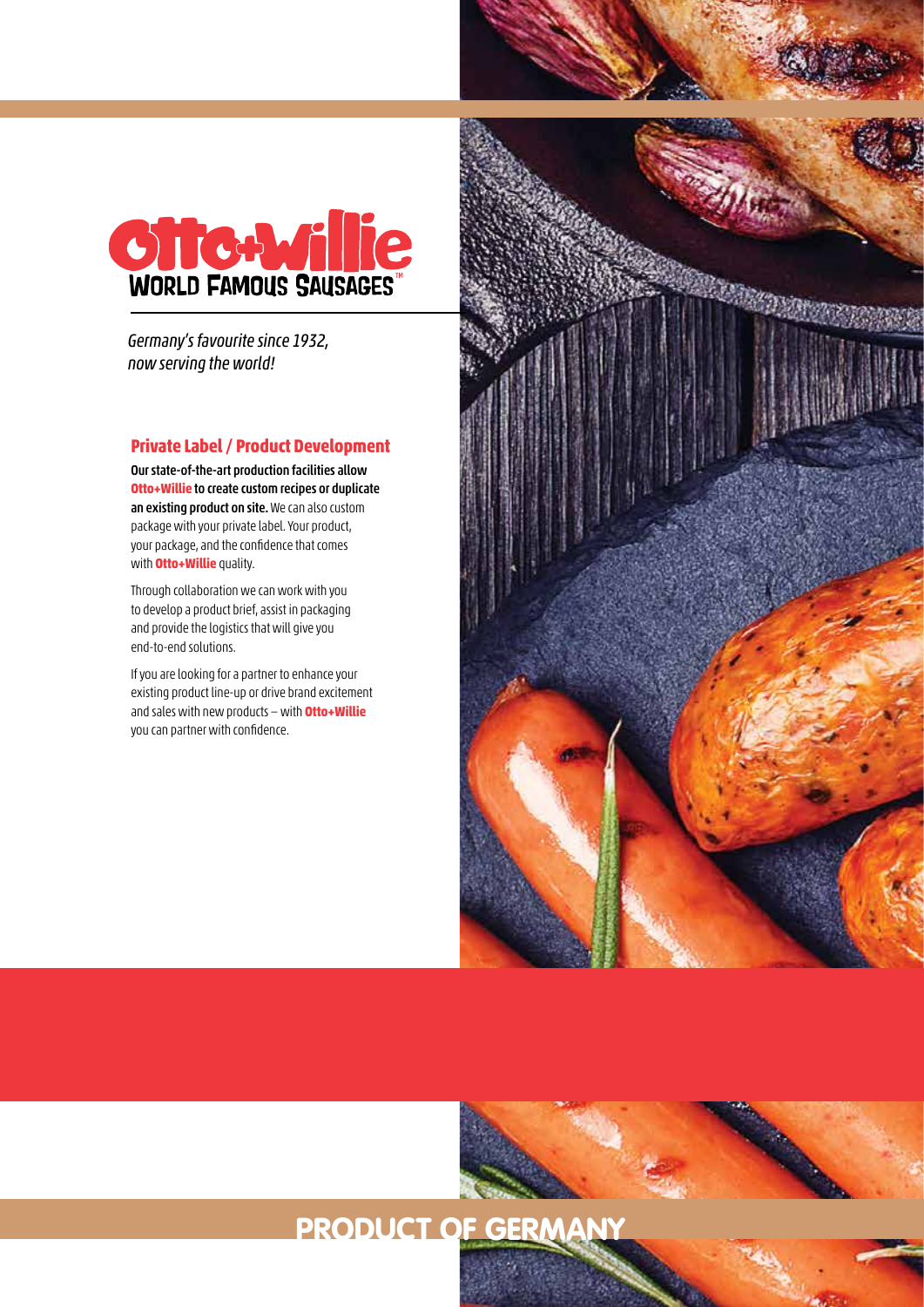# Otto+Willie

**WORLD FAMOUS SAUSAGES™**

*Germany's favourite since 1932, now serving the world!*

## Private Label / Product Development

**Our state-of-the-art production facilities allow Otto+Willie to create custom recipes or duplicate an existing product on site.** We can also custom package with your private label. Your product, your package, and the confidence that comes with **Otto+Willie** quality.

Through collaboration we can work with you to develop a product brief, assist in packaging and provide the logistics that will give you end-to-end solutions.

If you are looking for a partner to enhance your existing product line-up or drive brand excitement and sales with new products – with **Otto+Willie** you can partner with confidence.

**PRODUCT OF GERMANY**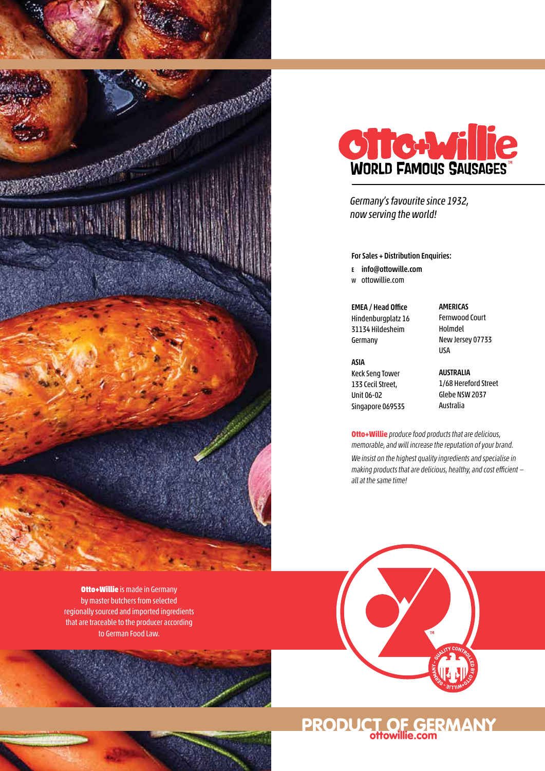# Otto+Willie

## WORLD FAMOUS SAUSAGES™

*Germany's favourite since 1932, now serving the world!*

**For Sales + Distribution Enquiries:**

E **info@ottowille.com**
W ottowillie.com

**EMEA / Head Office**
Hindenburgplatz 16
31134 Hildesheim
Germany

**ASIA**
Keck Seng Tower
133 Cecil Street,
Unit 06-02
Singapore 069535

**AMERICAS**
Fernwood Court
Holmdel
New Jersey 07733
USA

**AUSTRALIA**
1/68 Hereford Street
Glebe NSW 2037
Australia

***Otto+Willie*** *produce food products that are delicious, memorable, and will increase the reputation of your brand.*

*We insist on the highest quality ingredients and specialise in making products that are delicious, healthy, and cost efficient – all at the same time!*

**Otto+Willie** is made in Germany by master butchers from selected regionally sourced and imported ingredients that are traceable to the producer according to German Food Law.

GERMANY – QUALITY CONTROLLED BY OTTO+WILLIE

**PRODUCT OF GERMANY**

ottowillie.com